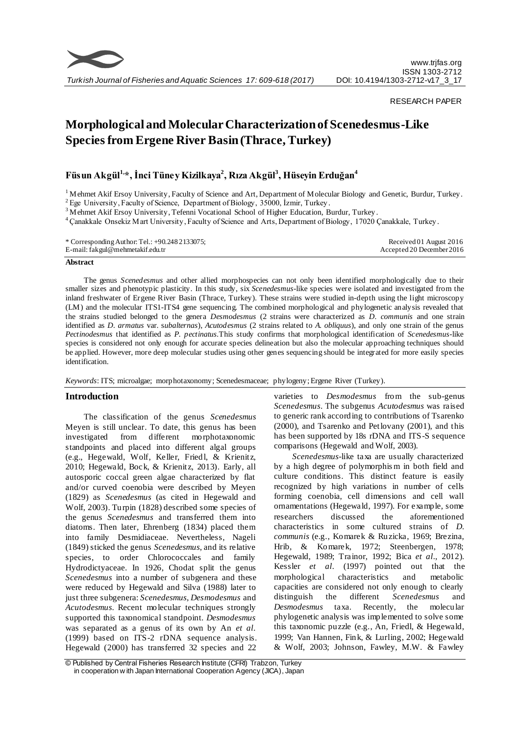RESEARCH PAPER

# Morphological and Molecular Characterization of Scenedesmus-Like Species from Ergene River Basin (Thrace, Turkey)

**Füsun Akgül[1,*], İnci Tüney Kizilkaya[2], Rıza Akgül[3], Hüseyin Erduğan[4]**

[1] Mehmet Akif Ersoy University, Faculty of Science and Art, Department of Molecular Biology and Genetic, Burdur, Turkey.
[2] Ege University, Faculty of Science, Department of Biology, 35000, İzmir, Turkey.
[3] Mehmet Akif Ersoy University, Tefenni Vocational School of Higher Education, Burdur, Turkey.
[4] Çanakkale Onsekiz Mart University, Faculty of Science and Arts, Department of Biology, 17020 Çanakkale, Turkey.

\* Corresponding Author: Tel.: +90.248 2133075;
E-mail: fakgul@mehmetakif.edu.tr

Received 01 August 2016
Accepted 20 December 2016

## Abstract

The genus *Scenedesmus* and other allied morphospecies can not only been identified morphologically due to their smaller sizes and phenotypic plasticity. In this study, six *Scenedesmus*-like species were isolated and investigated from the inland freshwater of Ergene River Basin (Thrace, Turkey). These strains were studied in-depth using the light microscopy (LM) and the molecular ITS1-ITS4 gene sequencing. The combined morphological and phylogenetic analysis revealed that the strains studied belonged to the genera *Desmodesmus* (2 strains were characterized as *D. communis* and one strain identified as *D. armatus* var. *subalternas*), *Acutodesmus* (2 strains related to *A. obliquus*), and only one strain of the genus *Pectinodesmus* that identified as *P. pectinatus*.This study confirms that morphological identification of *Scenedesmus*-like species is considered not only enough for accurate species delineation but also the molecular approaching techniques should be applied. However, more deep molecular studies using other genes sequencing should be integrated for more easily species identification.

*Keywords*: ITS; microalgae; morphotaxonomy; Scenedesmaceae; phylogeny; Ergene River (Turkey).

## Introduction

The classification of the genus *Scenedesmus* Meyen is still unclear. To date, this genus has been investigated from different morphotaxonomic standpoints and placed into different algal groups (e.g., Hegewald, Wolf, Keller, Friedl, & Krienitz, 2010; Hegewald, Bock, & Krienitz, 2013). Early, all autosporic coccal green algae characterized by flat and/or curved coenobia were described by Meyen (1829) as *Scenedesmus* (as cited in Hegewald and Wolf, 2003). Turpin (1828) described some species of the genus *Scenedesmus* and transferred them into diatoms. Then later, Ehrenberg (1834) placed them into family Desmidiaceae. Nevertheless, Nageli (1849) sticked the genus *Scenedesmus*, and its relative species, to order Chlorococcales and family Hydrodictyaceae. In 1926, Chodat split the genus *Scenedesmus* into a number of subgenera and these were reduced by Hegewald and Silva (1988) later to just three subgenera: *Scenedesmus*, *Desmodesmus* and *Acutodesmus*. Recent molecular techniques strongly supported this taxonomical standpoint. *Desmodesmus* was separated as a genus of its own by An *et al*. (1999) based on ITS-2 rDNA sequence analysis. Hegewald (2000) has transferred 32 species and 22 varieties to *Desmodesmus* from the sub-genus *Scenedesmus*. The subgenus *Acutodesmus* was raised to generic rank according to contributions of Tsarenko (2000), and Tsarenko and Petlovany (2001), and this has been supported by 18s rDNA and ITS-S sequence comparisons (Hegewald and Wolf, 2003).

*Scenedesmus*-like taxa are usually characterized by a high degree of polymorphism in both field and culture conditions. This distinct feature is easily recognized by high variations in number of cells forming coenobia, cell dimensions and cell wall ornamentations (Hegewald, 1997). For example, some researchers discussed the aforementioned characteristics in some cultured strains of *D. communis* (e.g., Komarek & Ruzicka, 1969; Brezina, Hrib, & Komarek, 1972; Steenbergen, 1978; Hegewald, 1989; Trainor, 1992; Bica *et al*., 2012). Kessler *et al*. (1997) pointed out that the morphological characteristics and metabolic capacities are considered not only enough to clearly distinguish the different *Scenedesmus* and *Desmodesmus* taxa. Recently, the molecular phylogenetic analysis was implemented to solve some this taxonomic puzzle (e.g., An, Friedl, & Hegewald, 1999; Van Hannen, Fink, & Lurling, 2002; Hegewald & Wolf, 2003; Johnson, Fawley, M.W. & Fawley

© Published by Central Fisheries Research Institute (CFRI) Trabzon, Turkey in cooperation with Japan International Cooperation Agency (JICA), Japan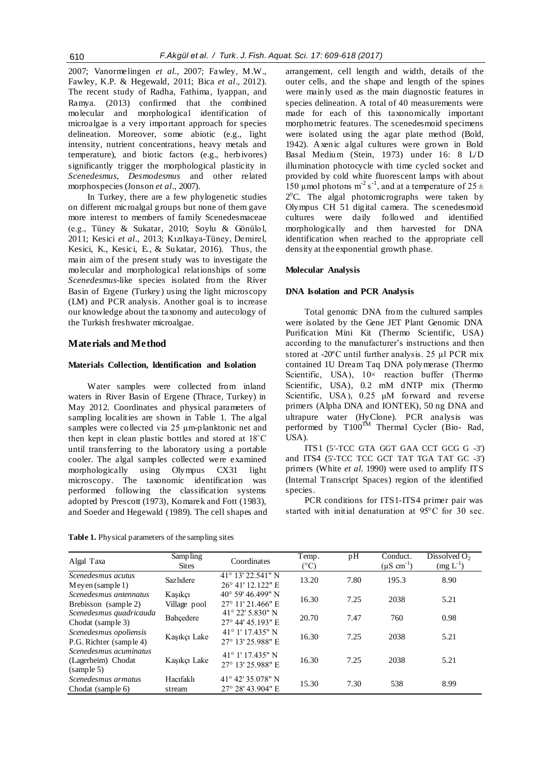2007; Vanormelingen *et al*., 2007; Fawley, M.W., Fawley, K.P. & Hegewald, 2011; Bica *et al*., 2012). The recent study of Radha, Fathima, Iyappan, and Ramya. (2013) confirmed that the combined molecular and morphological identification of microalgae is a very important approach for species delineation. Moreover, some abiotic (e.g., light intensity, nutrient concentrations, heavy metals and temperature), and biotic factors (e.g., herbivores) significantly trigger the morphological plasticity in *Scenedesmus*, *Desmodesmus* and other related morphospecies (Jonson *et al*., 2007).

In Turkey, there are a few phylogenetic studies on different microalgal groups but none of them gave more interest to members of family Scenedesmaceae (e.g., Tüney & Sukatar, 2010; Soylu & Gönülol, 2011; Kesici *et al*., 2013; Kızılkaya-Tüney, Demirel, Kesici, K., Kesici, E., & Sukatar, 2016). Thus, the main aim of the present study was to investigate the molecular and morphological relationships of some *Scenedesmus*-like species isolated from the River Basin of Ergene (Turkey) using the light microscopy (LM) and PCR analysis. Another goal is to increase our knowledge about the taxonomy and autecology of the Turkish freshwater microalgae.

## Materials and Method

### Materials Collection, Identification and Isolation

Water samples were collected from inland waters in River Basin of Ergene (Thrace, Turkey) in May 2012. Coordinates and physical parameters of sampling localities are shown in Table 1. The algal samples were collected via 25 µm-planktonic net and then kept in clean plastic bottles and stored at 18˚C until transferring to the laboratory using a portable cooler. The algal samples collected were examined morphologically using Olympus CX31 light microscopy. The taxonomic identification was performed following the classification systems adopted by Prescott (1973), Komarek and Fott (1983), and Soeder and Hegewald (1989). The cell shapes and arrangement, cell length and width, details of the outer cells, and the shape and length of the spines were mainly used as the main diagnostic features in species delineation. A total of 40 measurements were made for each of this taxonomically important morphometric features. The scenedesmoid specimens were isolated using the agar plate method (Bold, 1942). Axenic algal cultures were grown in Bold Basal Medium (Stein, 1973) under 16: 8 L/D illumination photocycle with time cycled socket and provided by cold white fluorescent lamps with about 150 µmol photons $m^{-2} s^{-1}$, and at a temperature of $25 \pm 2^{o}C$. The algal photomicrographs were taken by Olympus CH 51 digital camera. The scenedesmoid cultures were daily followed and identified morphologically and then harvested for DNA identification when reached to the appropriate cell density at the exponential growth phase.

### Molecular Analysis

### DNA Isolation and PCR Analysis

Total genomic DNA from the cultured samples were isolated by the Gene JET Plant Genomic DNA Purification Mini Kit (Thermo Scientific, USA) according to the manufacturer's instructions and then stored at -20ºC until further analysis. 25 µl PCR mix contained 1U Dream Taq DNA polymerase (Thermo Scientific, USA), 10× reaction buffer (Thermo Scientific, USA), 0.2 mM dNTP mix (Thermo Scientific, USA), 0.25 µM forward and reverse primers (Alpha DNA and IONTEK), 50 ng DNA and ultrapure water (HyClone). PCR analysis was performed by T100™ Thermal Cycler (Bio- Rad, USA).

ITS1 (5'-TCC GTA GGT GAA CCT GCG G -3') and ITS4 (5'-TCC TCC GCT TAT TGA TAT GC -3') primers (White *et al*. 1990) were used to amplify ITS (Internal Transcript Spaces) region of the identified species.

PCR conditions for ITS1-ITS4 primer pair was started with initial denaturation at 95°C for 30 sec.

**Table 1.** Physical parameters of the sampling sites

| Algal Taxa | Sampling Sites | Coordinates | Temp. (°C) | pH | Conduct. (µS $cm^{-1}$) | Dissolved $O_2$ (mg $L^{-1}$) |
|---|---|---|---|---|---|---|
| *Scenedesmus acutus* Meyen (sample 1) | Sazlıdere | 41° 13' 22.541" N 26° 41' 12.122" E | 13.20 | 7.80 | 195.3 | 8.90 |
| *Scenedesmus antennatus* Brebisson (sample 2) | Kaşıkçı Village pool | 40° 59' 46.499" N 27° 11' 21.466" E | 16.30 | 7.25 | 2038 | 5.21 |
| *Scenedesmus quadricauda* Chodat (sample 3) | Bahçedere | 41° 22' 5.830" N 27° 44' 45.193" E | 20.70 | 7.47 | 760 | 0.98 |
| *Scenedesmus opoliensis* P.G. Richter (sample 4) | Kaşıkçı Lake | 41° 1' 17.435" N 27° 13' 25.988" E | 16.30 | 7.25 | 2038 | 5.21 |
| *Scenedesmus acuminatus* (Lagerheim) Chodat (sample 5) | Kaşıkçı Lake | 41° 1' 17.435" N 27° 13' 25.988" E | 16.30 | 7.25 | 2038 | 5.21 |
| *Scenedesmus armatus* Chodat (sample 6) | Hacıfaklı stream | 41° 42' 35.078" N 27° 28' 43.904" E | 15.30 | 7.30 | 538 | 8.99 |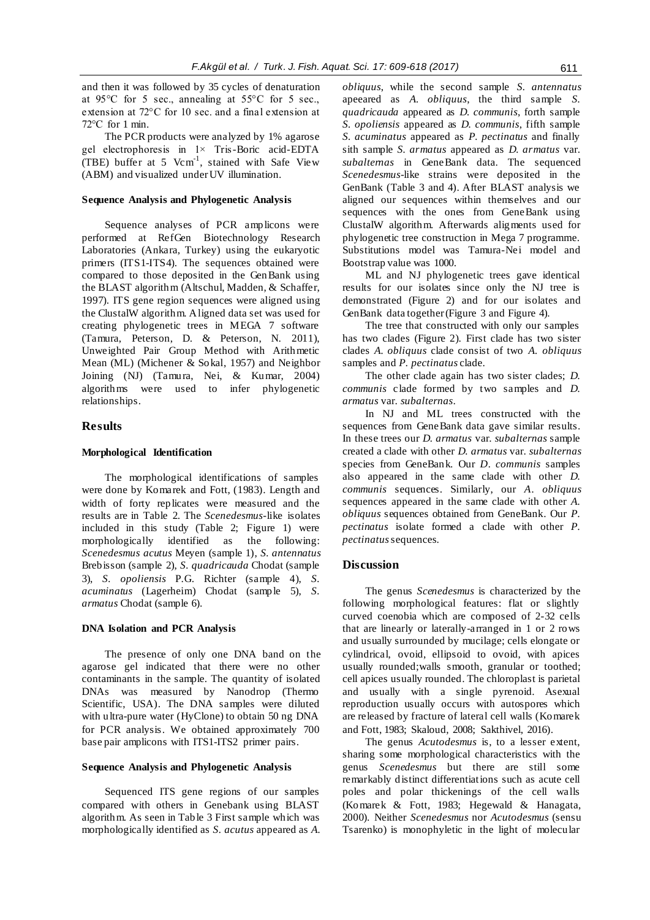and then it was followed by 35 cycles of denaturation at 95°C for 5 sec., annealing at 55°C for 5 sec., extension at 72°C for 10 sec. and a final extension at 72°C for 1 min.

The PCR products were analyzed by 1% agarose gel electrophoresis in 1× Tris-Boric acid-EDTA (TBE) buffer at 5 $Vcm^{-1}$, stained with Safe View (ABM) and visualized under UV illumination.

#### Sequence Analysis and Phylogenetic Analysis

Sequence analyses of PCR amplicons were performed at RefGen Biotechnology Research Laboratories (Ankara, Turkey) using the eukaryotic primers (ITS1-ITS4). The sequences obtained were compared to those deposited in the GenBank using the BLAST algorithm (Altschul, Madden, & Schaffer, 1997). ITS gene region sequences were aligned using the ClustalW algorithm. Aligned data set was used for creating phylogenetic trees in MEGA 7 software (Tamura, Peterson, D. & Peterson, N. 2011), Unweighted Pair Group Method with Arithmetic Mean (ML) (Michener & Sokal, 1957) and Neighbor Joining (NJ) (Tamura, Nei, & Kumar, 2004) algorithms were used to infer phylogenetic relationships.

## Results

#### Morphological Identification

The morphological identifications of samples were done by Komarek and Fott, (1983). Length and width of forty replicates were measured and the results are in Table 2. The *Scenedesmus*-like isolates included in this study (Table 2; Figure 1) were morphologically identified as the following: *Scenedesmus acutus* Meyen (sample 1), *S. antennatus* Brebisson (sample 2), *S. quadricauda* Chodat (sample 3), *S. opoliensis* P.G. Richter (sample 4), *S. acuminatus* (Lagerheim) Chodat (sample 5), *S. armatus* Chodat (sample 6).

#### DNA Isolation and PCR Analysis

The presence of only one DNA band on the agarose gel indicated that there were no other contaminants in the sample. The quantity of isolated DNAs was measured by Nanodrop (Thermo Scientific, USA). The DNA samples were diluted with ultra-pure water (HyClone) to obtain 50 ng DNA for PCR analysis. We obtained approximately 700 base pair amplicons with ITS1-ITS2 primer pairs.

#### Sequence Analysis and Phylogenetic Analysis

Sequenced ITS gene regions of our samples compared with others in Genebank using BLAST algorithm. As seen in Table 3 First sample which was morphologically identified as *S. acutus* appeared as *A. obliquus*, while the second sample *S. antennatus* apeeared as *A. obliquus*, the third sample *S. quadricauda* appeared as *D. communis*, forth sample *S. opoliensis* appeared as *D. communis*, fifth sample *S. acuminatus* appeared as *P. pectinatus* and finally sith sample *S. armatus* appeared as *D. armatus* var. *subalternas* in GeneBank data. The sequenced *Scenedesmus*-like strains were deposited in the GenBank (Table 3 and 4). After BLAST analysis we aligned our sequences within themselves and our sequences with the ones from GeneBank using ClustalW algorithm. Afterwards aligments used for phylogenetic tree construction in Mega 7 programme. Substitutions model was Tamura-Nei model and Bootstrap value was 1000.

ML and NJ phylogenetic trees gave identical results for our isolates since only the NJ tree is demonstrated (Figure 2) and for our isolates and GenBank data together (Figure 3 and Figure 4).

The tree that constructed with only our samples has two clades (Figure 2). First clade has two sister clades *A. obliquus* clade consist of two *A. obliquus* samples and *P. pectinatus* clade.

The other clade again has two sister clades; *D. communis* clade formed by two samples and *D. armatus* var. *subalternas*.

In NJ and ML trees constructed with the sequences from GeneBank data gave similar results. In these trees our *D. armatus* var. *subalternas* sample created a clade with other *D. armatus* var. *subalternas* species from GeneBank. Our *D. communis* samples also appeared in the same clade with other *D. communis* sequences. Similarly, our *A. obliquus* sequences appeared in the same clade with other *A. obliquus* sequences obtained from GeneBank. Our *P. pectinatus* isolate formed a clade with other *P. pectinatus* sequences.

## Discussion

The genus *Scenedesmus* is characterized by the following morphological features: flat or slightly curved coenobia which are composed of 2-32 cells that are linearly or laterally-arranged in 1 or 2 rows and usually surrounded by mucilage; cells elongate or cylindrical, ovoid, ellipsoid to ovoid, with apices usually rounded;walls smooth, granular or toothed; cell apices usually rounded. The chloroplast is parietal and usually with a single pyrenoid. Asexual reproduction usually occurs with autospores which are released by fracture of lateral cell walls (Komarek and Fott, 1983; Skaloud, 2008; Sakthivel, 2016).

The genus *Acutodesmus* is, to a lesser extent, sharing some morphological characteristics with the genus *Scenedesmus* but there are still some remarkably distinct differentiations such as acute cell poles and polar thickenings of the cell walls (Komarek & Fott, 1983; Hegewald & Hanagata, 2000). Neither *Scenedesmus* nor *Acutodesmus* (sensu Tsarenko) is monophyletic in the light of molecular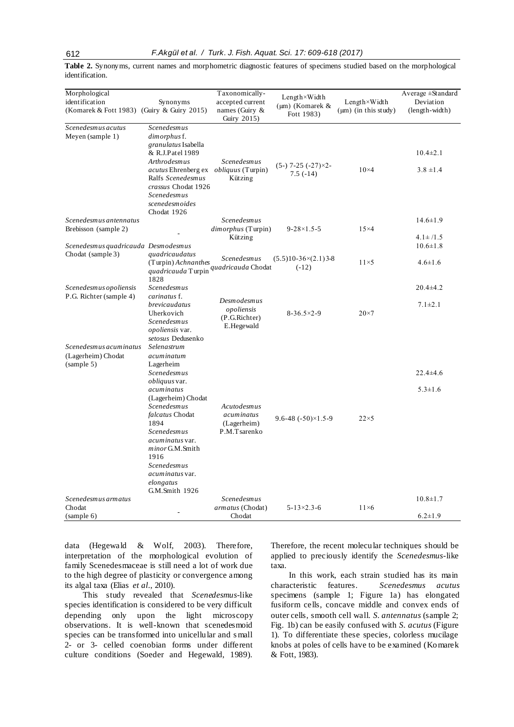**Table 2.** Synonyms, current names and morphometric diagnostic features of specimens studied based on the morphological identification.

| Morphological identification (Komarek & Fott 1983) | Synonyms (Guiry & Guiry 2015) | Taxonomically-accepted current names (Guiry & Guiry 2015) | Length×Width (µm) (Komarek & Fott 1983) | Length×Width (µm) (in this study) | Average ±Standard Deviation (length-width) |
|---|---|---|---|---|---|
| *Scenedesmus acutus* Meyen (sample 1) | *Scenedesmus dimorphus* f. *granulatus* Isabella & R.J.Patel 1989 *Arthrodesmus acutus* Ehrenberg ex Ralfs *Scenedesmus crassus* Chodat 1926 *Scenedesmus scenedesmoides* Chodat 1926 | *Scenedesmus obliquus* (Turpin) Kützing | (5-) 7-25 (-27)×2-7.5 (-14) | 10×4 | 10.4±2.1 3.8 ±1.4 |
| *Scenedesmus antennatus* Brebisson (sample 2) | - | *Scenedesmus dimorphus* (Turpin) Kützing | 9-28×1.5-5 | 15×4 | 14.6±1.9 4.1± /1.5 |
| *Scenedesmus quadricauda* Chodat (sample 3) | *Desmodesmus quadricaudatus* (Turpin) *Achnanthes quadricauda* Turpin 1828 | *Scenedesmus quadricauda* Chodat | (5.5)10-36×(2.1)3-8 (-12) | 11×5 | 10.6±1.8 4.6±1.6 |
| *Scenedesmus opoliensis* P.G. Richter (sample 4) | *Scenedesmus carinatus* f. *brevicaudatus* Uherkovich *Scenedesmus opoliensis* var. *setosus* Dedusenko | *Desmodesmus opoliensis* (P.G.Richter) E.Hegewald | 8-36.5×2-9 | 20×7 | 20.4±4.2 7.1±2.1 |
| *Scenedesmus acuminatus* (Lagerheim) Chodat (sample 5) | *Selenastrum acuminatum* Lagerheim *Scenedesmus obliquus* var. *acuminatus* (Lagerheim) Chodat *Scenedesmus falcatus* Chodat 1894 *Scenedesmus acuminatus* var. *minor* G.M.Smith 1916 *Scenedesmus acuminatus* var. *elongatus* G.M.Smith 1926 | *Acutodesmus acuminatus* (Lagerheim) P.M.Tsarenko | 9.6-48 (-50)×1.5-9 | 22×5 | 22.4±4.6 5.3±1.6 |
| *Scenedesmus armatus* Chodat (sample 6) | - | *Scenedesmus armatus* (Chodat) Chodat | 5-13×2.3-6 | 11×6 | 10.8±1.7 6.2±1.9 |

data (Hegewald & Wolf, 2003). Therefore, interpretation of the morphological evolution of family Scenedesmaceae is still need a lot of work due to the high degree of plasticity or convergence among its algal taxa (Elias *et al*., 2010).

This study revealed that *Scenedesmus*-like species identification is considered to be very difficult depending only upon the light microscopy observations. It is well-known that scenedesmoid species can be transformed into unicellular and small 2- or 3- celled coenobian forms under different culture conditions (Soeder and Hegewald, 1989). Therefore, the recent molecular techniques should be applied to preciously identify the *Scenedesmus*-like taxa.

In this work, each strain studied has its main characteristic features. *Scenedesmus acutus* specimens (sample 1; Figure 1a) has elongated fusiform cells, concave middle and convex ends of outer cells, smooth cell wall. *S. antennatus* (sample 2; Fig. 1b) can be easily confused with *S. acutus* (Figure 1). To differentiate these species, colorless mucilage knobs at poles of cells have to be examined (Komarek & Fott, 1983).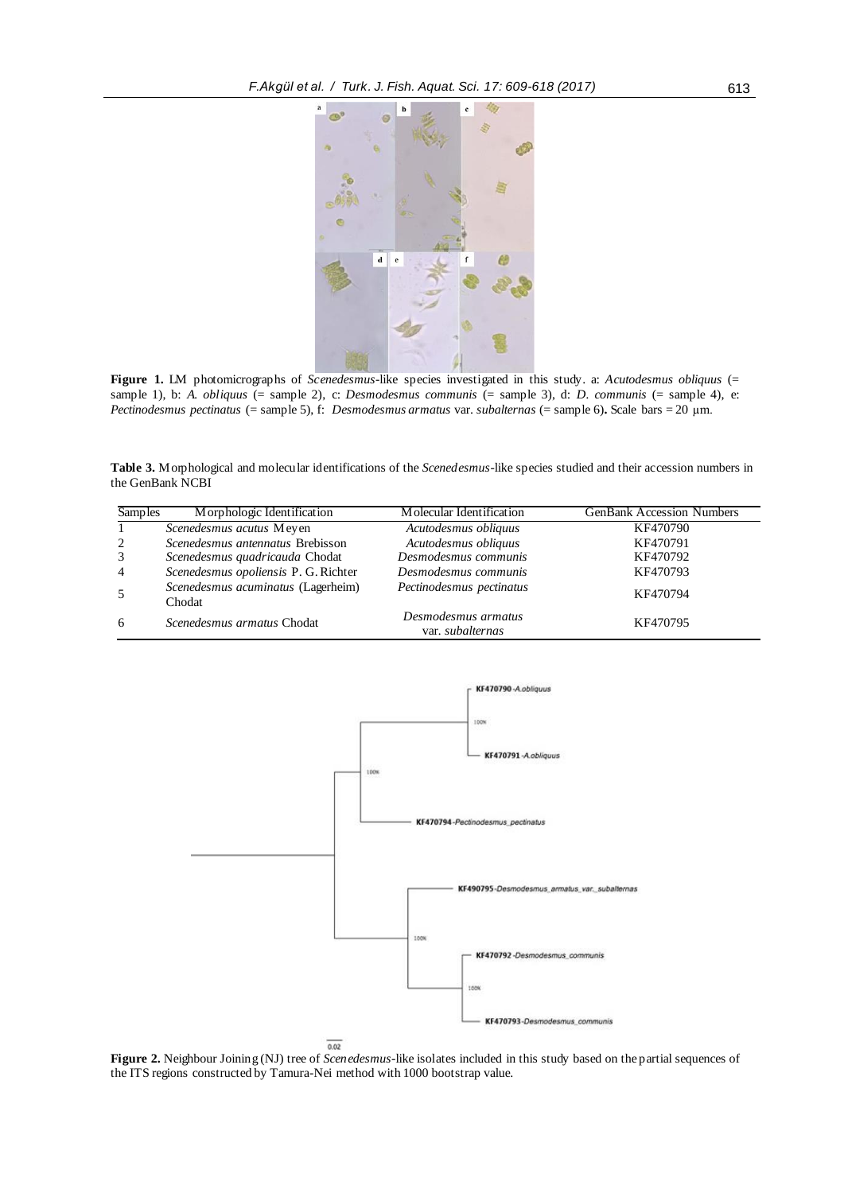**Figure 1.** LM photomicrographs of *Scenedesmus*-like species investigated in this study. a: *Acutodesmus obliquus* (= sample 1), b: *A. obliquus* (= sample 2), c: *Desmodesmus communis* (= sample 3), d: *D. communis* (= sample 4), e: *Pectinodesmus pectinatus* (= sample 5), f: *Desmodesmus armatus* var. *subalternas* (= sample 6). Scale bars = 20 µm.

**Table 3.** Morphological and molecular identifications of the *Scenedesmus*-like species studied and their accession numbers in the GenBank NCBI

| Samples | Morphologic Identification | Molecular Identification | GenBank Accession Numbers |
|---|---|---|---|
| 1 | *Scenedesmus acutus* Meyen | *Acutodesmus obliquus* | KF470790 |
| 2 | *Scenedesmus antennatus* Brebisson | *Acutodesmus obliquus* | KF470791 |
| 3 | *Scenedesmus quadricauda* Chodat | *Desmodesmus communis* | KF470792 |
| 4 | *Scenedesmus opoliensis* P. G. Richter | *Desmodesmus communis* | KF470793 |
| 5 | *Scenedesmus acuminatus* (Lagerheim) Chodat | *Pectinodesmus pectinatus* | KF470794 |
| 6 | *Scenedesmus armatus* Chodat | *Desmodesmus armatus* var. *subalternas* | KF470795 |

**Figure 2.** Neighbour Joining (NJ) tree of *Scenedesmus*-like isolates included in this study based on the partial sequences of the ITS regions constructed by Tamura-Nei method with 1000 bootstrap value.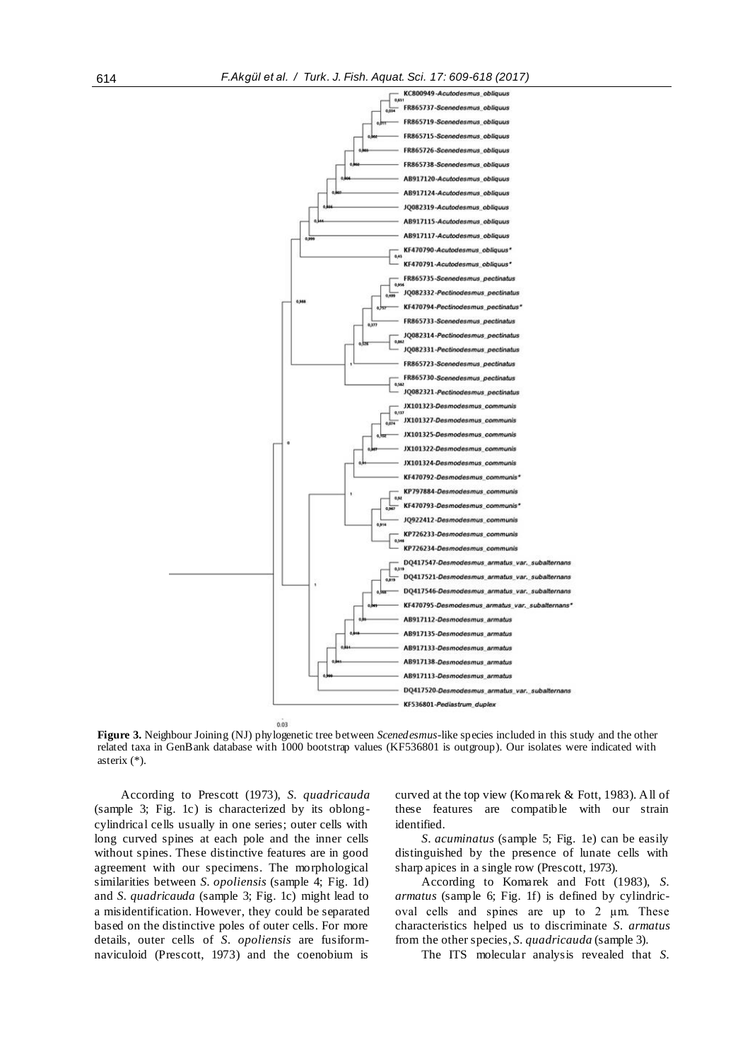**Figure 3.** Neighbour Joining (NJ) phylogenetic tree between *Scenedesmus*-like species included in this study and the other related taxa in GenBank database with 1000 bootstrap values (KF536801 is outgroup). Our isolates were indicated with asterix (*).

According to Prescott (1973), *S. quadricauda* (sample 3; Fig. 1c) is characterized by its oblong-cylindrical cells usually in one series; outer cells with long curved spines at each pole and the inner cells without spines. These distinctive features are in good agreement with our specimens. The morphological similarities between *S. opoliensis* (sample 4; Fig. 1d) and *S. quadricauda* (sample 3; Fig. 1c) might lead to a misidentification. However, they could be separated based on the distinctive poles of outer cells. For more details, outer cells of *S. opoliensis* are fusiform-naviculoid (Prescott, 1973) and the coenobium is curved at the top view (Komarek & Fott, 1983). All of these features are compatible with our strain identified.

*S. acuminatus* (sample 5; Fig. 1e) can be easily distinguished by the presence of lunate cells with sharp apices in a single row (Prescott, 1973).

According to Komarek and Fott (1983), *S. armatus* (sample 6; Fig. 1f) is defined by cylindric-oval cells and spines are up to 2 µm. These characteristics helped us to discriminate *S. armatus* from the other species, *S. quadricauda* (sample 3).

The ITS molecular analysis revealed that *S.*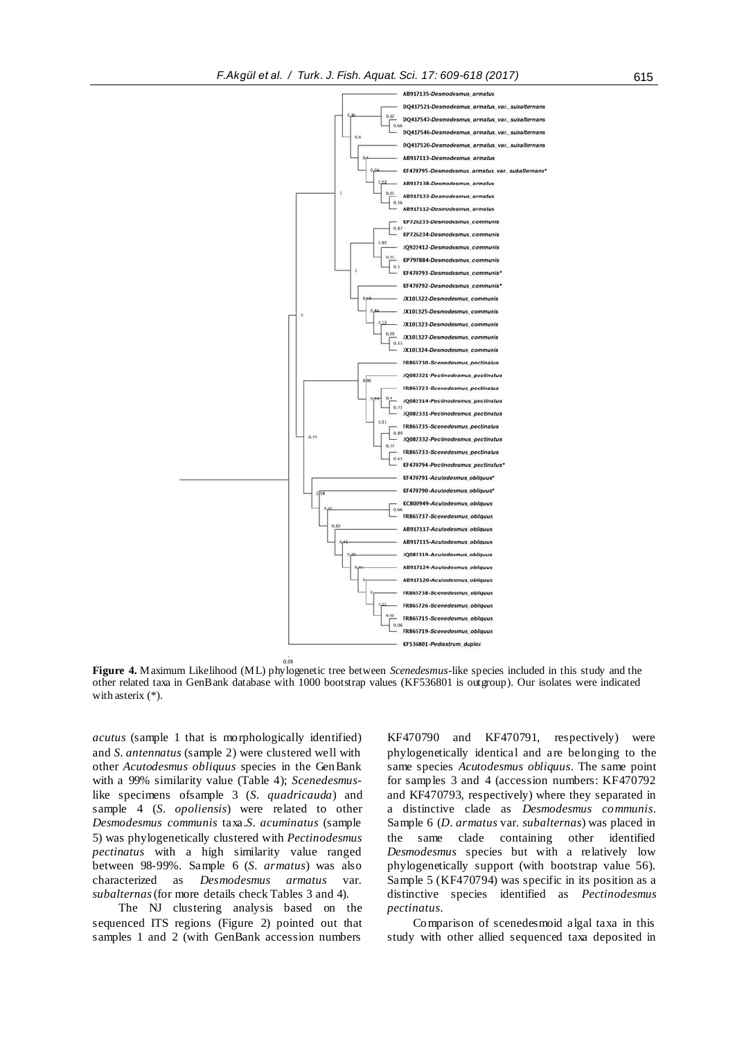**Figure 4.** Maximum Likelihood (ML) phylogenetic tree between *Scenedesmus*-like species included in this study and the other related taxa in GenBank database with 1000 bootstrap values (KF536801 is outgroup). Our isolates were indicated with asterix (*).

*acutus* (sample 1 that is morphologically identified) and *S. antennatus* (sample 2) were clustered well with other *Acutodesmus obliquus* species in the GenBank with a 99% similarity value (Table 4); *Scenedesmus*-like specimens ofsample 3 (*S. quadricauda*) and sample 4 (*S. opoliensis*) were related to other *Desmodesmus communis* taxa.*S. acuminatus* (sample 5) was phylogenetically clustered with *Pectinodesmus pectinatus* with a high similarity value ranged between 98-99%. Sample 6 (*S. armatus*) was also characterized as *Desmodesmus armatus* var. *subalternas* (for more details check Tables 3 and 4).

The NJ clustering analysis based on the sequenced ITS regions (Figure 2) pointed out that samples 1 and 2 (with GenBank accession numbers KF470790 and KF470791, respectively) were phylogenetically identical and are belonging to the same species *Acutodesmus obliquus*. The same point for samples 3 and 4 (accession numbers: KF470792 and KF470793, respectively) where they separated in a distinctive clade as *Desmodesmus communis*. Sample 6 (*D. armatus* var. *subalternas*) was placed in the same clade containing other identified *Desmodesmus* species but with a relatively low phylogenetically support (with bootstrap value 56). Sample 5 (KF470794) was specific in its position as a distinctive species identified as *Pectinodesmus pectinatus*.

Comparison of scenedesmoid algal taxa in this study with other allied sequenced taxa deposited in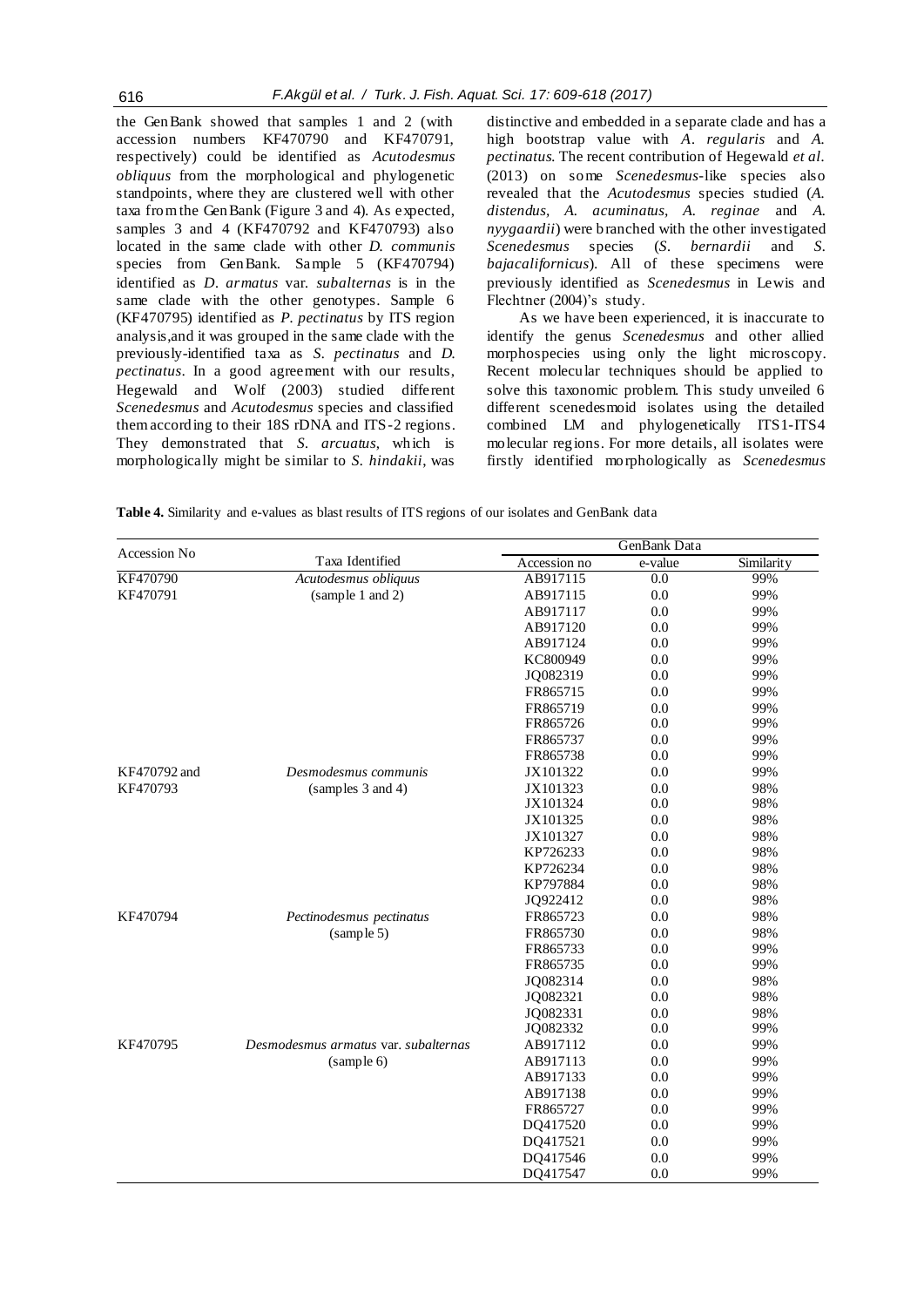the GenBank showed that samples 1 and 2 (with accession numbers KF470790 and KF470791, respectively) could be identified as *Acutodesmus obliquus* from the morphological and phylogenetic standpoints, where they are clustered well with other taxa from the GenBank (Figure 3 and 4). As expected, samples 3 and 4 (KF470792 and KF470793) also located in the same clade with other *D. communis* species from GenBank. Sample 5 (KF470794) identified as *D. armatus* var. *subalternas* is in the same clade with the other genotypes. Sample 6 (KF470795) identified as *P. pectinatus* by ITS region analysis,and it was grouped in the same clade with the previously-identified taxa as *S. pectinatus* and *D. pectinatus*. In a good agreement with our results, Hegewald and Wolf (2003) studied different *Scenedesmus* and *Acutodesmus* species and classified them according to their 18S rDNA and ITS-2 regions. They demonstrated that *S. arcuatus*, which is morphologically might be similar to *S. hindakii*, was distinctive and embedded in a separate clade and has a high bootstrap value with *A. regularis* and *A. pectinatus*. The recent contribution of Hegewald *et al.* (2013) on some *Scenedesmus*-like species also revealed that the *Acutodesmus* species studied (*A. distendus*, *A. acuminatus*, *A. reginae* and *A. nyygaardii*) were branched with the other investigated *Scenedesmus* species (*S. bernardii* and *S. bajacalifornicus*). All of these specimens were previously identified as *Scenedesmus* in Lewis and Flechtner (2004)'s study.

As we have been experienced, it is inaccurate to identify the genus *Scenedesmus* and other allied morphospecies using only the light microscopy. Recent molecular techniques should be applied to solve this taxonomic problem. This study unveiled 6 different scenedesmoid isolates using the detailed combined LM and phylogenetically ITS1-ITS4 molecular regions. For more details, all isolates were firstly identified morphologically as *Scenedesmus*

**Table 4.** Similarity and e-values as blast results of ITS regions of our isolates and GenBank data

| Accession No | Taxa Identified | GenBank Data | | |
|---|---|---|---|---|
| | | Accession no | e-value | Similarity |
| KF470790 | *Acutodesmus obliquus* | AB917115 | 0.0 | 99% |
| KF470791 | (sample 1 and 2) | AB917115 | 0.0 | 99% |
| | | AB917117 | 0.0 | 99% |
| | | AB917120 | 0.0 | 99% |
| | | AB917124 | 0.0 | 99% |
| | | KC800949 | 0.0 | 99% |
| | | JQ082319 | 0.0 | 99% |
| | | FR865715 | 0.0 | 99% |
| | | FR865719 | 0.0 | 99% |
| | | FR865726 | 0.0 | 99% |
| | | FR865737 | 0.0 | 99% |
| | | FR865738 | 0.0 | 99% |
| KF470792 and | *Desmodesmus communis* | JX101322 | 0.0 | 99% |
| KF470793 | (samples 3 and 4) | JX101323 | 0.0 | 98% |
| | | JX101324 | 0.0 | 98% |
| | | JX101325 | 0.0 | 98% |
| | | JX101327 | 0.0 | 98% |
| | | KP726233 | 0.0 | 98% |
| | | KP726234 | 0.0 | 98% |
| | | KP797884 | 0.0 | 98% |
| | | JQ922412 | 0.0 | 98% |
| KF470794 | *Pectinodesmus pectinatus* | FR865723 | 0.0 | 98% |
| | (sample 5) | FR865730 | 0.0 | 98% |
| | | FR865733 | 0.0 | 99% |
| | | FR865735 | 0.0 | 99% |
| | | JQ082314 | 0.0 | 98% |
| | | JQ082321 | 0.0 | 98% |
| | | JQ082331 | 0.0 | 98% |
| | | JQ082332 | 0.0 | 99% |
| KF470795 | *Desmodesmus armatus* var. *subalternas* | AB917112 | 0.0 | 99% |
| | (sample 6) | AB917113 | 0.0 | 99% |
| | | AB917133 | 0.0 | 99% |
| | | AB917138 | 0.0 | 99% |
| | | FR865727 | 0.0 | 99% |
| | | DQ417520 | 0.0 | 99% |
| | | DQ417521 | 0.0 | 99% |
| | | DQ417546 | 0.0 | 99% |
| | | DQ417547 | 0.0 | 99% |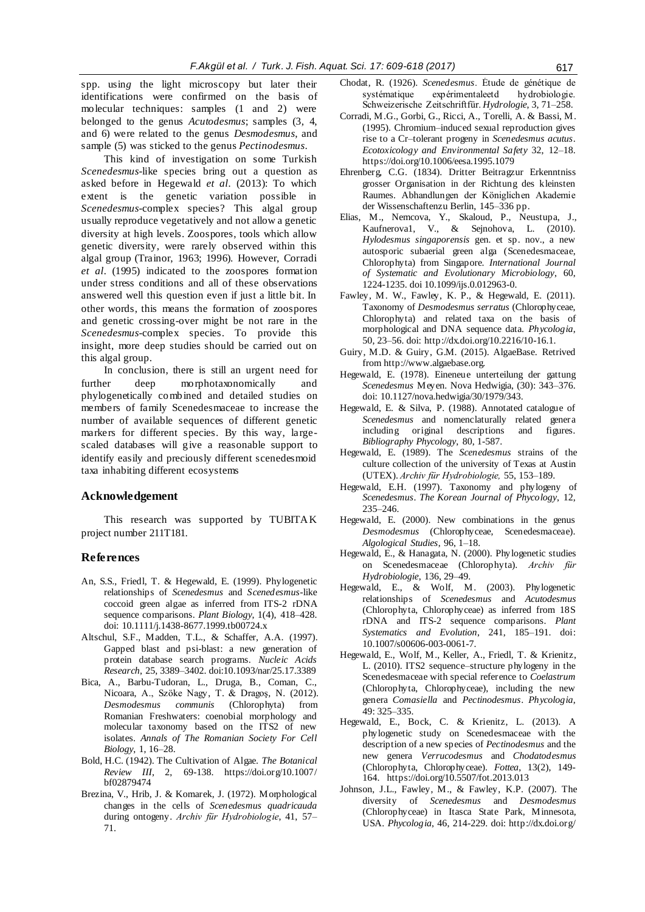spp. using the light microscopy but later their identifications were confirmed on the basis of molecular techniques: samples (1 and 2) were belonged to the genus *Acutodesmus*; samples (3, 4, and 6) were related to the genus *Desmodesmus*, and sample (5) was sticked to the genus *Pectinodesmus*.

This kind of investigation on some Turkish *Scenedesmus*-like species bring out a question as asked before in Hegewald *et al*. (2013): To which extent is the genetic variation possible in *Scenedesmus*-complex species? This algal group usually reproduce vegetatively and not allow a genetic diversity at high levels. Zoospores, tools which allow genetic diversity, were rarely observed within this algal group (Trainor, 1963; 1996). However, Corradi *et al*. (1995) indicated to the zoospores formation under stress conditions and all of these observations answered well this question even if just a little bit. In other words, this means the formation of zoospores and genetic crossing-over might be not rare in the *Scenedesmus*-complex species. To provide this insight, more deep studies should be carried out on this algal group.

In conclusion, there is still an urgent need for further deep morphotaxonomically and phylogenetically combined and detailed studies on members of family Scenedesmaceae to increase the number of available sequences of different genetic markers for different species. By this way, large-scaled databases will give a reasonable support to identify easily and preciously different scenedesmoid taxa inhabiting different ecosystems

## Acknowledgement

This research was supported by TUBITAK project number 211T181.

## References

An, S.S., Friedl, T. & Hegewald, E. (1999). Phylogenetic relationships of *Scenedesmus* and *Scenedesmus*-like coccoid green algae as inferred from ITS-2 rDNA sequence comparisons. *Plant Biology*, 1(4), 418–428. doi: 10.1111/j.1438-8677.1999.tb00724.x

Altschul, S.F., Madden, T.L., & Schaffer, A.A. (1997). Gapped blast and psi-blast: a new generation of protein database search programs. *Nucleic Acids Research*, 25, 3389–3402. doi:10.1093/nar/25.17.3389

Bica, A., Barbu-Tudoran, L., Druga, B., Coman, C., Nicoara, A., Szöke Nagy, T. & Dragoş, N. (2012). *Desmodesmus communis* (Chlorophyta) from Romanian Freshwaters: coenobial morphology and molecular taxonomy based on the ITS2 of new isolates. *Annals of The Romanian Society For Cell Biology*, 1, 16–28.

Bold, H.C. (1942). The Cultivation of Algae. *The Botanical Review III*, 2, 69-138. https://doi.org/10.1007/bf02879474

Brezina, V., Hrib, J. & Komarek, J. (1972). Morphological changes in the cells of *Scenedesmus quadricauda* during ontogeny. *Archiv für Hydrobiologie*, 41, 57–71.

Chodat, R. (1926). *Scenedesmus*. Étude de génétique de systématique expérimentaleetd hydrobiologie. Schweizerische Zeitschriftfür. *Hydrologie*, 3, 71–258.

Corradi, M.G., Gorbi, G., Ricci, A., Torelli, A. & Bassi, M. (1995). Chromium–induced sexual reproduction gives rise to a Cr–tolerant progeny in *Scenedesmus acutus*. *Ecotoxicology and Environmental Safety* 32, 12–18. https://doi.org/10.1006/eesa.1995.1079

Ehrenberg, C.G. (1834). Dritter Beitragzur Erkenntniss grosser Organisation in der Richtung des kleinsten Raumes. Abhandlungen der Königlichen Akademie der Wissenschaftenzu Berlin, 145–336 pp.

Elias, M., Nemcova, Y., Skaloud, P., Neustupa, J., Kaufnerova1, V., & Sejnohova, L. (2010). *Hylodesmus singaporensis* gen. et sp. nov., a new autosporic subaerial green alga (Scenedesmaceae, Chlorophyta) from Singapore. *International Journal of Systematic and Evolutionary Microbiology*, 60, 1224-1235. doi 10.1099/ijs.0.012963-0.

Fawley, M. W., Fawley, K. P., & Hegewald, E. (2011). Taxonomy of *Desmodesmus serratus* (Chlorophyceae, Chlorophyta) and related taxa on the basis of morphological and DNA sequence data. *Phycologia*, 50, 23–56. doi: http://dx.doi.org/10.2216/10-16.1.

Guiry, M.D. & Guiry, G.M. (2015). AlgaeBase. Retrived from http://www.algaebase.org.

Hegewald, E. (1978). Eineneue unterteilung der gattung *Scenedesmus* Meyen. Nova Hedwigia, (30): 343–376. doi: 10.1127/nova.hedwigia/30/1979/343.

Hegewald, E. & Silva, P. (1988). Annotated catalogue of *Scenedesmus* and nomenclaturally related genera including original descriptions and figures. *Bibliography Phycology*, 80, 1-587.

Hegewald, E. (1989). The *Scenedesmus* strains of the culture collection of the university of Texas at Austin (UTEX). *Archiv für Hydrobiologie,* 55, 153–189.

Hegewald, E.H. (1997). Taxonomy and phylogeny of *Scenedesmus*. *The Korean Journal of Phycology*, 12, 235–246.

Hegewald, E. (2000). New combinations in the genus *Desmodesmus* (Chlorophyceae, Scenedesmaceae). *Algological Studies*, 96, 1–18.

Hegewald, E., & Hanagata, N. (2000). Phylogenetic studies on Scenedesmaceae (Chlorophyta). *Archiv für Hydrobiologie*, 136, 29–49.

Hegewald, E., & Wolf, M. (2003). Phylogenetic relationships of *Scenedesmus* and *Acutodesmus* (Chlorophyta, Chlorophyceae) as inferred from 18S rDNA and ITS-2 sequence comparisons. *Plant Systematics and Evolution*, 241, 185–191. doi: 10.1007/s00606-003-0061-7.

Hegewald, E., Wolf, M., Keller, A., Friedl, T. & Krienitz, L. (2010). ITS2 sequence–structure phylogeny in the Scenedesmaceae with special reference to *Coelastrum* (Chlorophyta, Chlorophyceae), including the new genera *Comasiella* and *Pectinodesmus*. *Phycologia*, 49: 325–335.

Hegewald, E., Bock, C. & Krienitz, L. (2013). A phylogenetic study on Scenedesmaceae with the description of a new species of *Pectinodesmus* and the new genera *Verrucodesmus* and *Chodatodesmus* (Chlorophyta, Chlorophyceae). *Fottea*, 13(2), 149-164. https://doi.org/10.5507/fot.2013.013

Johnson, J.L., Fawley, M., & Fawley, K.P. (2007). The diversity of *Scenedesmus* and *Desmodesmus* (Chlorophyceae) in Itasca State Park, Minnesota, USA. *Phycologia*, 46, 214-229. doi: http://dx.doi.org/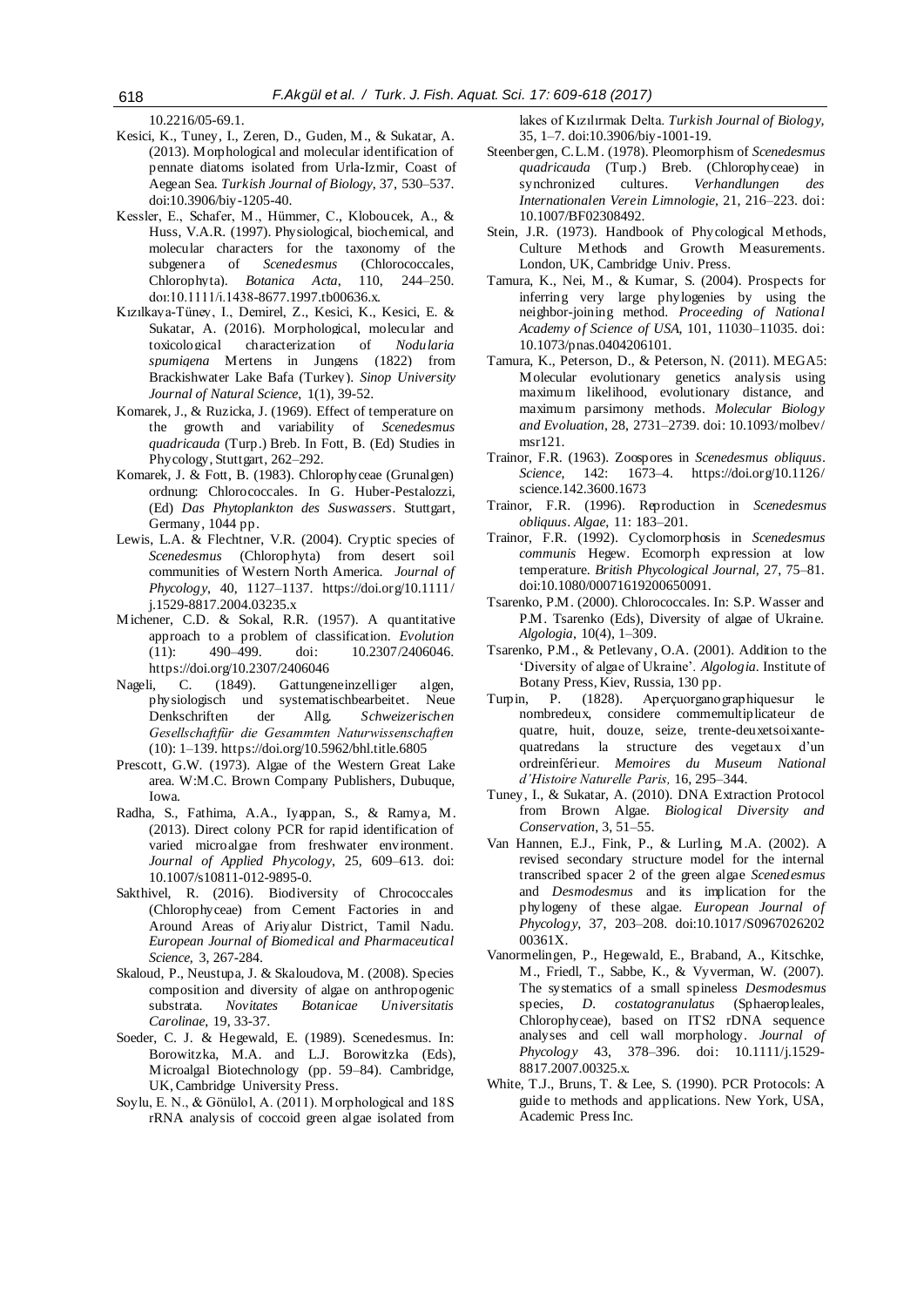10.2216/05-69.1.

Kesici, K., Tuney, I., Zeren, D., Guden, M., & Sukatar, A. (2013). Morphological and molecular identification of pennate diatoms isolated from Urla-Izmir, Coast of Aegean Sea. *Turkish Journal of Biology*, 37, 530–537. doi:10.3906/biy-1205-40.

Kessler, E., Schafer, M., Hümmer, C., Kloboucek, A., & Huss, V.A.R. (1997). Physiological, biochemical, and molecular characters for the taxonomy of the subgenera of *Scenedesmus* (Chlorococcales, Chlorophyta). *Botanica Acta*, 110, 244–250. doı:10.1111/i.1438-8677.1997.tb00636.x.

Kızılkaya-Tüney, I., Demirel, Z., Kesici, K., Kesici, E. & Sukatar, A. (2016). Morphological, molecular and toxicological characterization of *Nodularia spumigena* Mertens in Jungens (1822) from Brackishwater Lake Bafa (Turkey). *Sinop University Journal of Natural Science*, 1(1), 39-52.

Komarek, J., & Ruzicka, J. (1969). Effect of temperature on the growth and variability of *Scenedesmus quadricauda* (Turp.) Breb. In Fott, B. (Ed) Studies in Phycology, Stuttgart, 262–292.

Komarek, J. & Fott, B. (1983). Chlorophyceae (Grunalgen) ordnung: Chlorococcales. In G. Huber-Pestalozzi, (Ed) *Das Phytoplankton des Suswassers*. Stuttgart, Germany, 1044 pp.

Lewis, L.A. & Flechtner, V.R. (2004). Cryptic species of *Scenedesmus* (Chlorophyta) from desert soil communities of Western North America. *Journal of Phycology*, 40, 1127–1137. https://doi.org/10.1111/j.1529-8817.2004.03235.x

Michener, C.D. & Sokal, R.R. (1957). A quantitative approach to a problem of classification. *Evolution* (11): 490–499. doi: 10.2307/2406046. https://doi.org/10.2307/2406046

Nageli, C. (1849). Gattungeneinzelliger algen, physiologisch und systematischbearbeitet. Neue Denkschriften der Allg. *Schweizerischen Gesellschaftfür die Gesammten Naturwissenschaften* (10): 1–139. https://doi.org/10.5962/bhl.title.6805

Prescott, G.W. (1973). Algae of the Western Great Lake area. W:M.C. Brown Company Publishers, Dubuque, Iowa.

Radha, S., Fathima, A.A., Iyappan, S., & Ramya, M. (2013). Direct colony PCR for rapid identification of varied microalgae from freshwater environment. *Journal of Applied Phycology*, 25, 609–613. doi: 10.1007/s10811-012-9895-0.

Sakthivel, R. (2016). Biodiversity of Chrococcales (Chlorophyceae) from Cement Factories in and Around Areas of Ariyalur District, Tamil Nadu. *European Journal of Biomedical and Pharmaceutical Science*, 3, 267-284.

Skaloud, P., Neustupa, J. & Skaloudova, M. (2008). Species composition and diversity of algae on anthropogenic substrata. *Novitates Botanicae Universitatis Carolinae*, 19, 33-37.

Soeder, C. J. & Hegewald, E. (1989). Scenedesmus. In: Borowitzka, M.A. and L.J. Borowitzka (Eds), Microalgal Biotechnology (pp. 59–84). Cambridge, UK, Cambridge University Press.

Soylu, E. N., & Gönülol, A. (2011). Morphological and 18S rRNA analysis of coccoid green algae isolated from lakes of Kızılırmak Delta. *Turkish Journal of Biology*, 35, 1–7. doi:10.3906/biy-1001-19.

Steenbergen, C.L.M. (1978). Pleomorphism of *Scenedesmus quadricauda* (Turp.) Breb. (Chlorophyceae) in synchronized cultures. *Verhandlungen des Internationalen Verein Limnologie*, 21, 216–223. doi: 10.1007/BF02308492.

Stein, J.R. (1973). Handbook of Phycological Methods, Culture Methods and Growth Measurements. London, UK, Cambridge Univ. Press.

Tamura, K., Nei, M., & Kumar, S. (2004). Prospects for inferring very large phylogenies by using the neighbor-joining method. *Proceeding of National Academy of Science of USA*, 101, 11030–11035. doi: 10.1073/pnas.0404206101.

Tamura, K., Peterson, D., & Peterson, N. (2011). MEGA5: Molecular evolutionary genetics analysis using maximum likelihood, evolutionary distance, and maximum parsimony methods. *Molecular Biology and Evoluation*, 28, 2731–2739. doi: 10.1093/molbev/msr121.

Trainor, F.R. (1963). Zoospores in *Scenedesmus obliquus*. *Science*, 142: 1673–4. https://doi.org/10.1126/science.142.3600.1673

Trainor, F.R. (1996). Reproduction in *Scenedesmus obliquus*. *Algae*, 11: 183–201.

Trainor, F.R. (1992). Cyclomorphosis in *Scenedesmus communis* Hegew. Ecomorph expression at low temperature. *British Phycological Journal*, 27, 75–81. doi:10.1080/00071619200650091.

Tsarenko, P.M. (2000). Chlorococcales. In: S.P. Wasser and P.M. Tsarenko (Eds), Diversity of algae of Ukraine. *Algologia*, 10(4), 1–309.

Tsarenko, P.M., & Petlevany, O.A. (2001). Addition to the 'Diversity of algae of Ukraine'. *Algologia*. Institute of Botany Press, Kiev, Russia, 130 pp.

Turpin, P. (1828). Aperçuorganographiquesur le nombredeux, considere commemultiplicateur de quatre, huit, douze, seize, trente-deuxetsoixante-quatredans la structure des vegetaux d'un ordreinférieur. *Memoires du Museum National d'Histoire Naturelle Paris*, 16, 295–344.

Tuney, I., & Sukatar, A. (2010). DNA Extraction Protocol from Brown Algae. *Biological Diversity and Conservation*, 3, 51–55.

Van Hannen, E.J., Fink, P., & Lurling, M.A. (2002). A revised secondary structure model for the internal transcribed spacer 2 of the green algae *Scenedesmus* and *Desmodesmus* and its implication for the phylogeny of these algae. *European Journal of Phycology*, 37, 203–208. doi:10.1017/S0967026202 00361X.

Vanormelingen, P., Hegewald, E., Braband, A., Kitschke, M., Friedl, T., Sabbe, K., & Vyverman, W. (2007). The systematics of a small spineless *Desmodesmus* species, *D. costatogranulatus* (Sphaeropleales, Chlorophyceae), based on ITS2 rDNA sequence analyses and cell wall morphology. *Journal of Phycology* 43, 378–396. doi: 10.1111/j.1529-8817.2007.00325.x.

White, T.J., Bruns, T. & Lee, S. (1990). PCR Protocols: A guide to methods and applications. New York, USA, Academic Press Inc.